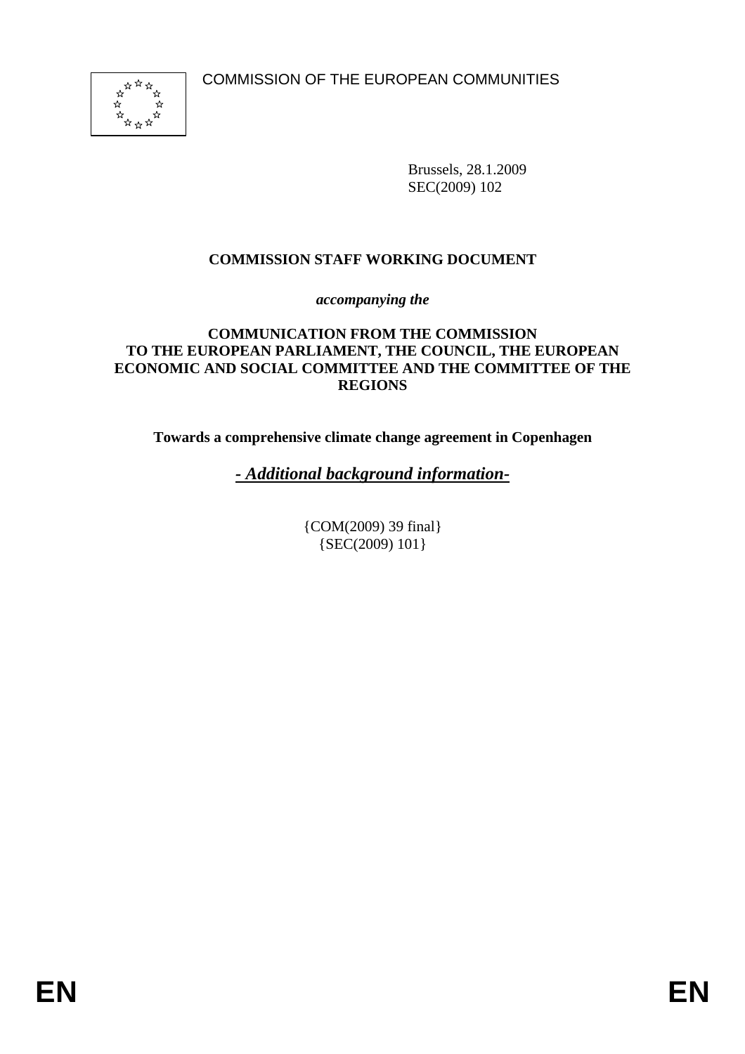COMMISSION OF THE EUROPEAN COMMUNITIES

Brussels, 28.1.2009
SEC(2009) 102

**COMMISSION STAFF WORKING DOCUMENT**

*accompanying the*

**COMMUNICATION FROM THE COMMISSION TO THE EUROPEAN PARLIAMENT, THE COUNCIL, THE EUROPEAN ECONOMIC AND SOCIAL COMMITTEE AND THE COMMITTEE OF THE REGIONS**

**Towards a comprehensive climate change agreement in Copenhagen**

***- Additional background information-***

{COM(2009) 39 final}
{SEC(2009) 101}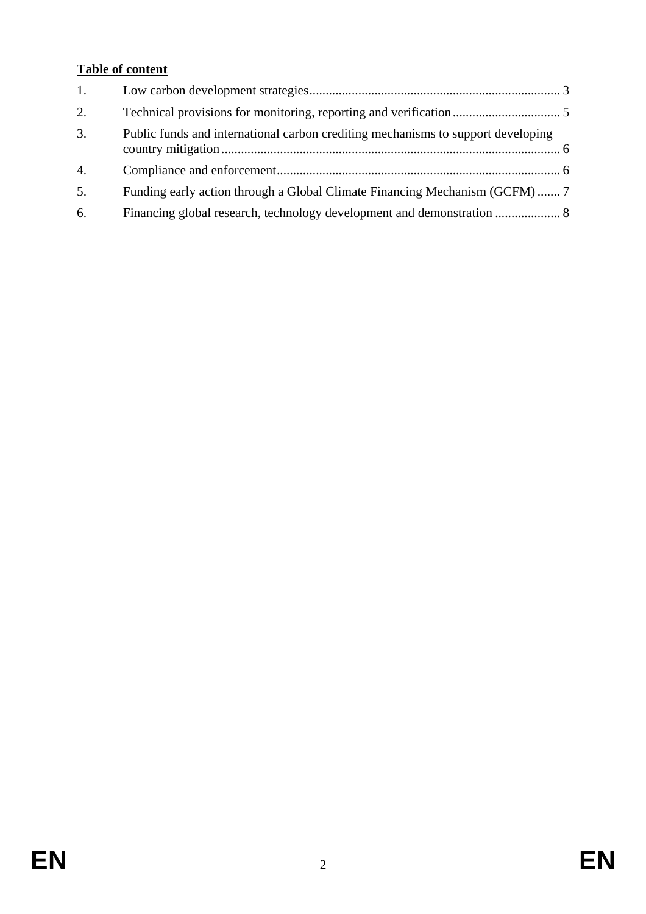**Table of content**

1. Low carbon development strategies ........ 3
2. Technical provisions for monitoring, reporting and verification ........ 5
3. Public funds and international carbon crediting mechanisms to support developing country mitigation ........ 6
4. Compliance and enforcement ........ 6
5. Funding early action through a Global Climate Financing Mechanism (GCFM) ........ 7
6. Financing global research, technology development and demonstration ........ 8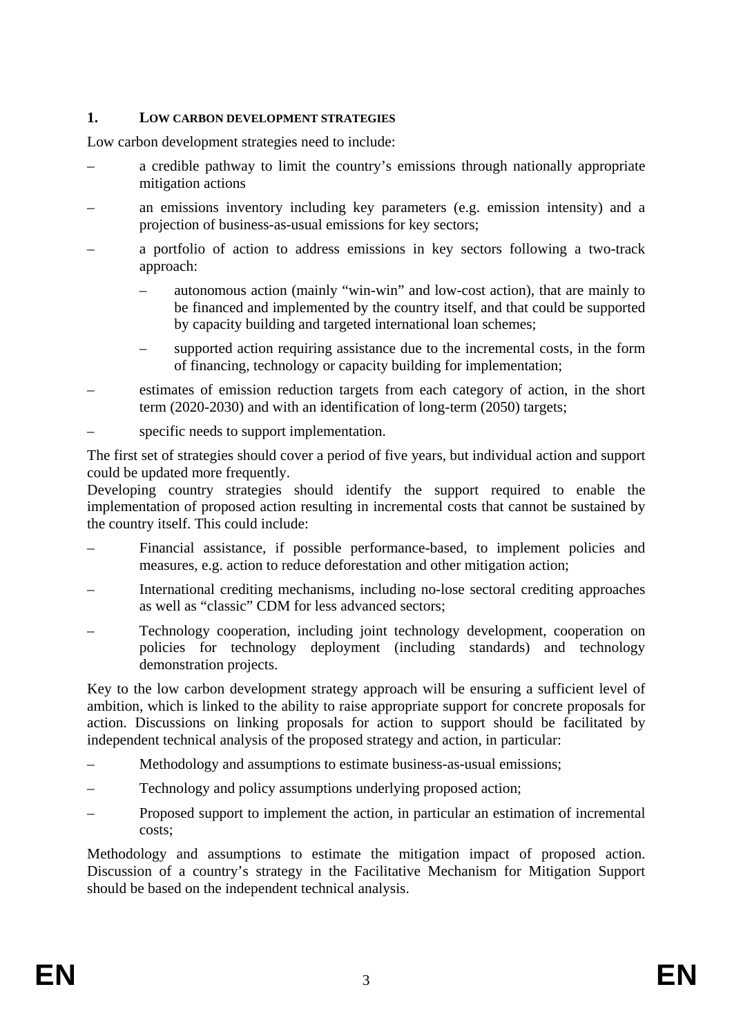## 1. LOW CARBON DEVELOPMENT STRATEGIES

Low carbon development strategies need to include:

- a credible pathway to limit the country's emissions through nationally appropriate mitigation actions
- an emissions inventory including key parameters (e.g. emission intensity) and a projection of business-as-usual emissions for key sectors;
- a portfolio of action to address emissions in key sectors following a two-track approach:
  - autonomous action (mainly "win-win" and low-cost action), that are mainly to be financed and implemented by the country itself, and that could be supported by capacity building and targeted international loan schemes;
  - supported action requiring assistance due to the incremental costs, in the form of financing, technology or capacity building for implementation;
- estimates of emission reduction targets from each category of action, in the short term (2020-2030) and with an identification of long-term (2050) targets;
- specific needs to support implementation.

The first set of strategies should cover a period of five years, but individual action and support could be updated more frequently.

Developing country strategies should identify the support required to enable the implementation of proposed action resulting in incremental costs that cannot be sustained by the country itself. This could include:

- Financial assistance, if possible performance-based, to implement policies and measures, e.g. action to reduce deforestation and other mitigation action;
- International crediting mechanisms, including no-lose sectoral crediting approaches as well as "classic" CDM for less advanced sectors;
- Technology cooperation, including joint technology development, cooperation on policies for technology deployment (including standards) and technology demonstration projects.

Key to the low carbon development strategy approach will be ensuring a sufficient level of ambition, which is linked to the ability to raise appropriate support for concrete proposals for action. Discussions on linking proposals for action to support should be facilitated by independent technical analysis of the proposed strategy and action, in particular:

- Methodology and assumptions to estimate business-as-usual emissions;
- Technology and policy assumptions underlying proposed action;
- Proposed support to implement the action, in particular an estimation of incremental costs;

Methodology and assumptions to estimate the mitigation impact of proposed action. Discussion of a country's strategy in the Facilitative Mechanism for Mitigation Support should be based on the independent technical analysis.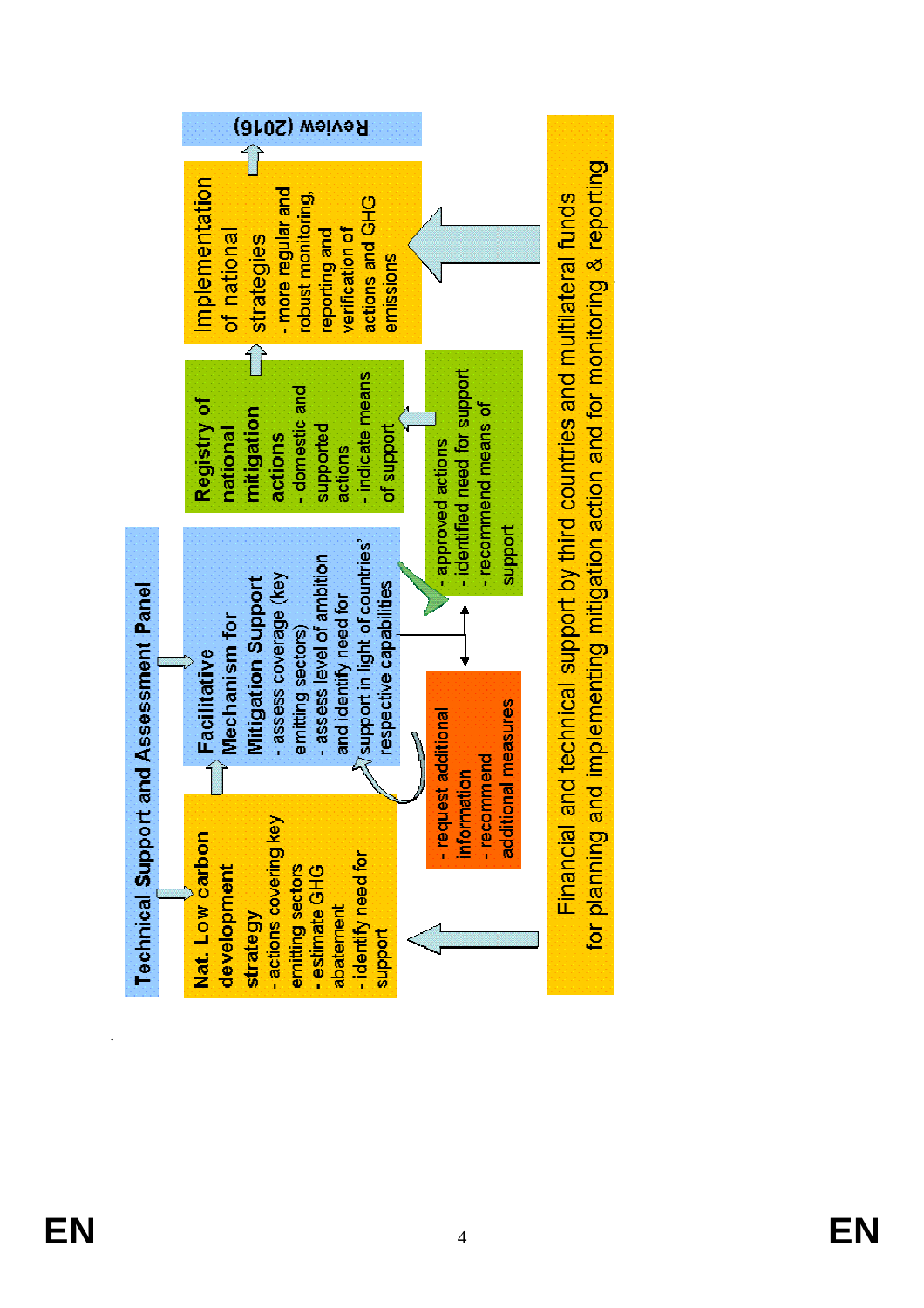**Technical Support and Assessment Panel**

**Nat. Low carbon development strategy**
- actions covering key emitting sectors
- estimate GHG abatement
- identify need for support

**Facilitative Mechanism for Mitigation Support**
- assess coverage (key emitting sectors)
- assess level of ambition and identify need for support in light of countries' respective capabilities

- request additional information
- recommend additional measures

- approved actions
- identified need for support
- recommend means of support

**Registry of national mitigation actions**
- domestic and supported actions
- indicate means of support

Implementation of national strategies
- more regular and robust monitoring, reporting and verification of actions and GHG emissions

Review (2016)

Financial and technical support by third countries and multilateral funds for planning and implementing mitigation action and for monitoring & reporting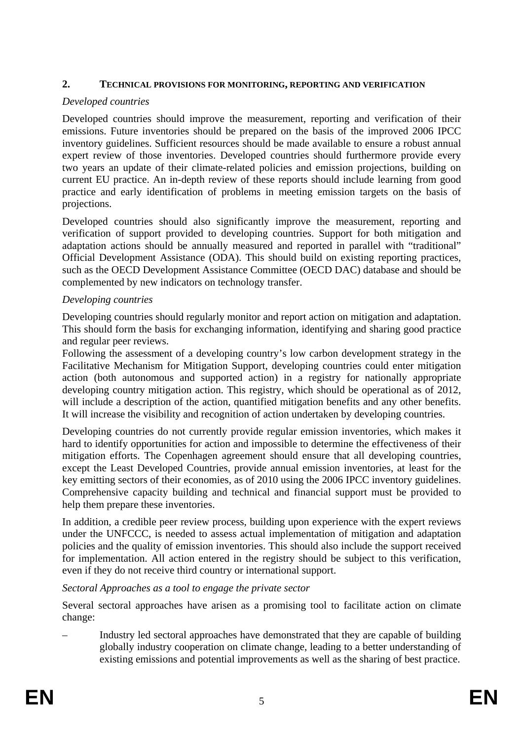## 2. TECHNICAL PROVISIONS FOR MONITORING, REPORTING AND VERIFICATION

*Developed countries*

Developed countries should improve the measurement, reporting and verification of their emissions. Future inventories should be prepared on the basis of the improved 2006 IPCC inventory guidelines. Sufficient resources should be made available to ensure a robust annual expert review of those inventories. Developed countries should furthermore provide every two years an update of their climate-related policies and emission projections, building on current EU practice. An in-depth review of these reports should include learning from good practice and early identification of problems in meeting emission targets on the basis of projections.

Developed countries should also significantly improve the measurement, reporting and verification of support provided to developing countries. Support for both mitigation and adaptation actions should be annually measured and reported in parallel with "traditional" Official Development Assistance (ODA). This should build on existing reporting practices, such as the OECD Development Assistance Committee (OECD DAC) database and should be complemented by new indicators on technology transfer.

*Developing countries*

Developing countries should regularly monitor and report action on mitigation and adaptation. This should form the basis for exchanging information, identifying and sharing good practice and regular peer reviews.

Following the assessment of a developing country's low carbon development strategy in the Facilitative Mechanism for Mitigation Support, developing countries could enter mitigation action (both autonomous and supported action) in a registry for nationally appropriate developing country mitigation action. This registry, which should be operational as of 2012, will include a description of the action, quantified mitigation benefits and any other benefits. It will increase the visibility and recognition of action undertaken by developing countries.

Developing countries do not currently provide regular emission inventories, which makes it hard to identify opportunities for action and impossible to determine the effectiveness of their mitigation efforts. The Copenhagen agreement should ensure that all developing countries, except the Least Developed Countries, provide annual emission inventories, at least for the key emitting sectors of their economies, as of 2010 using the 2006 IPCC inventory guidelines. Comprehensive capacity building and technical and financial support must be provided to help them prepare these inventories.

In addition, a credible peer review process, building upon experience with the expert reviews under the UNFCCC, is needed to assess actual implementation of mitigation and adaptation policies and the quality of emission inventories. This should also include the support received for implementation. All action entered in the registry should be subject to this verification, even if they do not receive third country or international support.

*Sectoral Approaches as a tool to engage the private sector*

Several sectoral approaches have arisen as a promising tool to facilitate action on climate change:

– Industry led sectoral approaches have demonstrated that they are capable of building globally industry cooperation on climate change, leading to a better understanding of existing emissions and potential improvements as well as the sharing of best practice.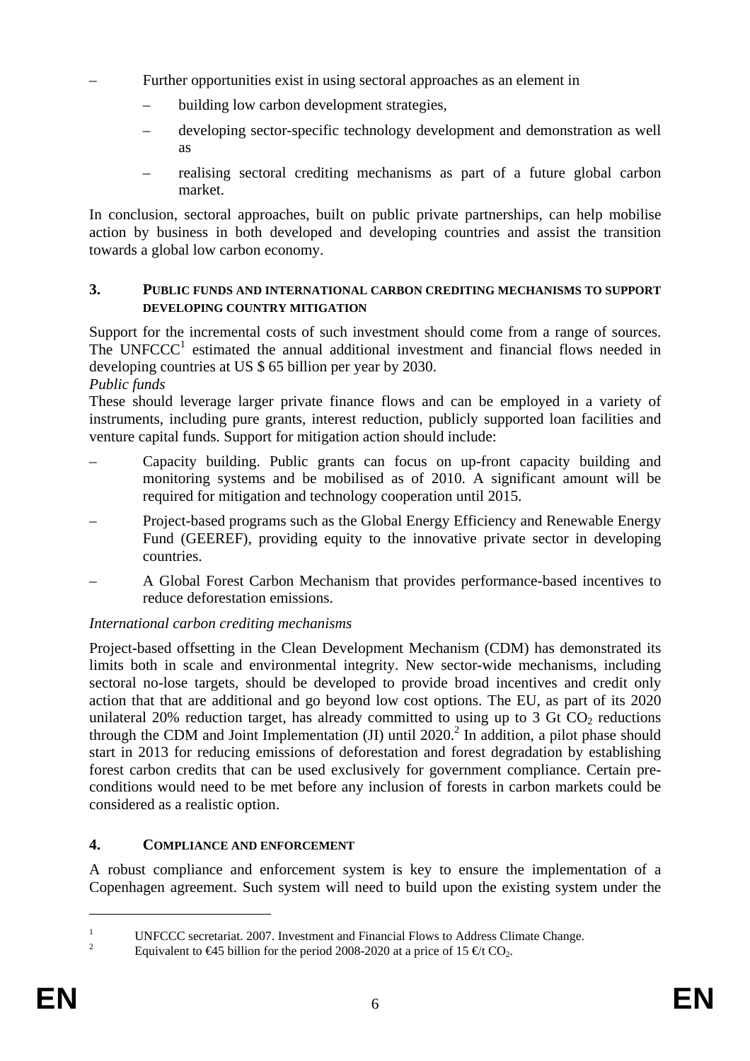- Further opportunities exist in using sectoral approaches as an element in
  - building low carbon development strategies,
  - developing sector-specific technology development and demonstration as well as
  - realising sectoral crediting mechanisms as part of a future global carbon market.

In conclusion, sectoral approaches, built on public private partnerships, can help mobilise action by business in both developed and developing countries and assist the transition towards a global low carbon economy.

## 3. PUBLIC FUNDS AND INTERNATIONAL CARBON CREDITING MECHANISMS TO SUPPORT DEVELOPING COUNTRY MITIGATION

Support for the incremental costs of such investment should come from a range of sources. The UNFCCC[1] estimated the annual additional investment and financial flows needed in developing countries at US $ 65 billion per year by 2030.

*Public funds*

These should leverage larger private finance flows and can be employed in a variety of instruments, including pure grants, interest reduction, publicly supported loan facilities and venture capital funds. Support for mitigation action should include:

- Capacity building. Public grants can focus on up-front capacity building and monitoring systems and be mobilised as of 2010. A significant amount will be required for mitigation and technology cooperation until 2015.
- Project-based programs such as the Global Energy Efficiency and Renewable Energy Fund (GEEREF), providing equity to the innovative private sector in developing countries.
- A Global Forest Carbon Mechanism that provides performance-based incentives to reduce deforestation emissions.

*International carbon crediting mechanisms*

Project-based offsetting in the Clean Development Mechanism (CDM) has demonstrated its limits both in scale and environmental integrity. New sector-wide mechanisms, including sectoral no-lose targets, should be developed to provide broad incentives and credit only action that that are additional and go beyond low cost options. The EU, as part of its 2020 unilateral 20% reduction target, has already committed to using up to 3 Gt $CO_2$ reductions through the CDM and Joint Implementation (JI) until 2020.[2] In addition, a pilot phase should start in 2013 for reducing emissions of deforestation and forest degradation by establishing forest carbon credits that can be used exclusively for government compliance. Certain pre-conditions would need to be met before any inclusion of forests in carbon markets could be considered as a realistic option.

## 4. COMPLIANCE AND ENFORCEMENT

A robust compliance and enforcement system is key to ensure the implementation of a Copenhagen agreement. Such system will need to build upon the existing system under the

---

[1] UNFCCC secretariat. 2007. Investment and Financial Flows to Address Climate Change.

[2] Equivalent to €45 billion for the period 2008-2020 at a price of 15 €/t $CO_2$.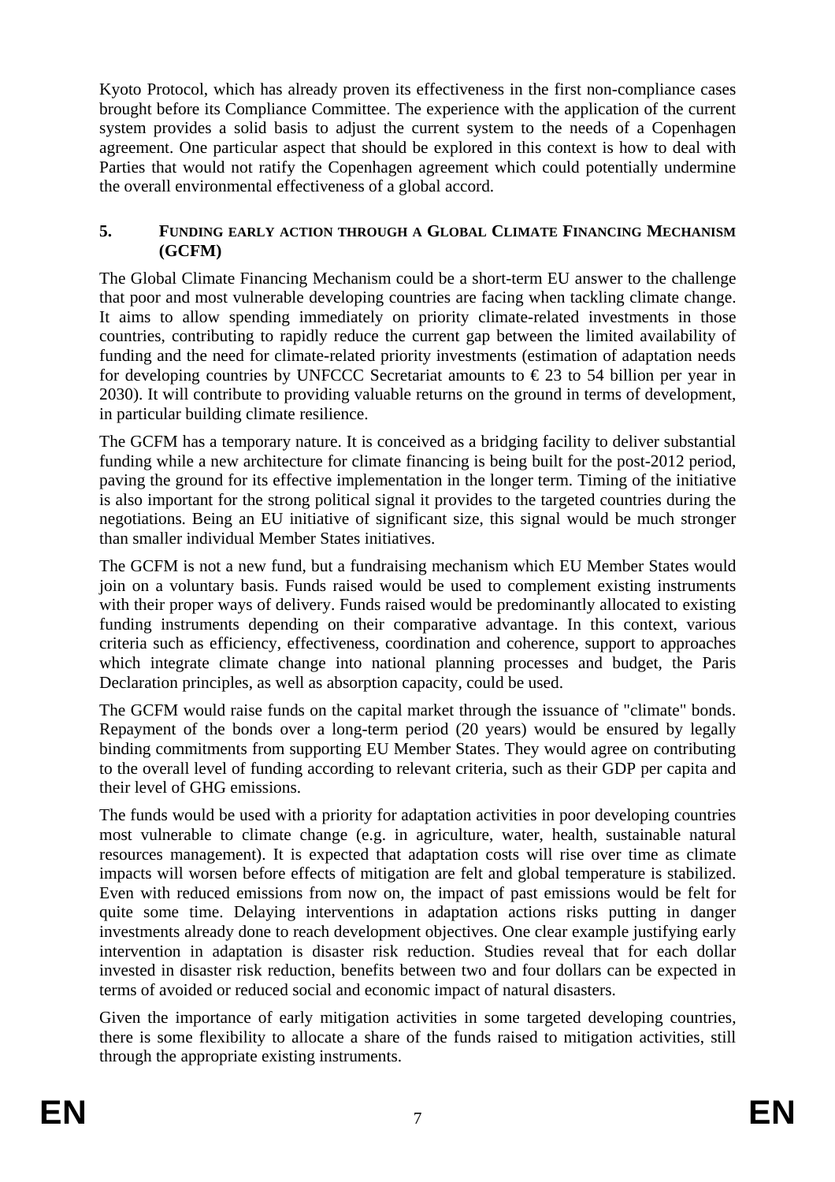Kyoto Protocol, which has already proven its effectiveness in the first non-compliance cases brought before its Compliance Committee. The experience with the application of the current system provides a solid basis to adjust the current system to the needs of a Copenhagen agreement. One particular aspect that should be explored in this context is how to deal with Parties that would not ratify the Copenhagen agreement which could potentially undermine the overall environmental effectiveness of a global accord.

## 5. FUNDING EARLY ACTION THROUGH A GLOBAL CLIMATE FINANCING MECHANISM (GCFM)

The Global Climate Financing Mechanism could be a short-term EU answer to the challenge that poor and most vulnerable developing countries are facing when tackling climate change. It aims to allow spending immediately on priority climate-related investments in those countries, contributing to rapidly reduce the current gap between the limited availability of funding and the need for climate-related priority investments (estimation of adaptation needs for developing countries by UNFCCC Secretariat amounts to € 23 to 54 billion per year in 2030). It will contribute to providing valuable returns on the ground in terms of development, in particular building climate resilience.

The GCFM has a temporary nature. It is conceived as a bridging facility to deliver substantial funding while a new architecture for climate financing is being built for the post-2012 period, paving the ground for its effective implementation in the longer term. Timing of the initiative is also important for the strong political signal it provides to the targeted countries during the negotiations. Being an EU initiative of significant size, this signal would be much stronger than smaller individual Member States initiatives.

The GCFM is not a new fund, but a fundraising mechanism which EU Member States would join on a voluntary basis. Funds raised would be used to complement existing instruments with their proper ways of delivery. Funds raised would be predominantly allocated to existing funding instruments depending on their comparative advantage. In this context, various criteria such as efficiency, effectiveness, coordination and coherence, support to approaches which integrate climate change into national planning processes and budget, the Paris Declaration principles, as well as absorption capacity, could be used.

The GCFM would raise funds on the capital market through the issuance of "climate" bonds. Repayment of the bonds over a long-term period (20 years) would be ensured by legally binding commitments from supporting EU Member States. They would agree on contributing to the overall level of funding according to relevant criteria, such as their GDP per capita and their level of GHG emissions.

The funds would be used with a priority for adaptation activities in poor developing countries most vulnerable to climate change (e.g. in agriculture, water, health, sustainable natural resources management). It is expected that adaptation costs will rise over time as climate impacts will worsen before effects of mitigation are felt and global temperature is stabilized. Even with reduced emissions from now on, the impact of past emissions would be felt for quite some time. Delaying interventions in adaptation actions risks putting in danger investments already done to reach development objectives. One clear example justifying early intervention in adaptation is disaster risk reduction. Studies reveal that for each dollar invested in disaster risk reduction, benefits between two and four dollars can be expected in terms of avoided or reduced social and economic impact of natural disasters.

Given the importance of early mitigation activities in some targeted developing countries, there is some flexibility to allocate a share of the funds raised to mitigation activities, still through the appropriate existing instruments.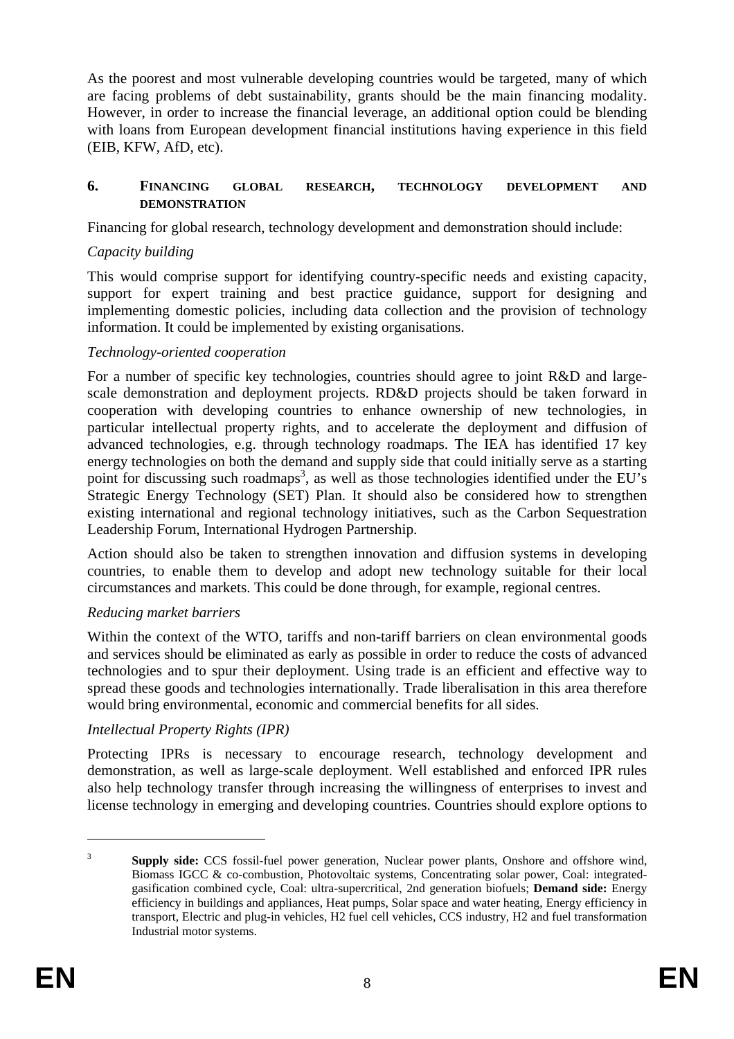As the poorest and most vulnerable developing countries would be targeted, many of which are facing problems of debt sustainability, grants should be the main financing modality. However, in order to increase the financial leverage, an additional option could be blending with loans from European development financial institutions having experience in this field (EIB, KFW, AfD, etc).

## 6. FINANCING GLOBAL RESEARCH, TECHNOLOGY DEVELOPMENT AND DEMONSTRATION

Financing for global research, technology development and demonstration should include:

*Capacity building*

This would comprise support for identifying country-specific needs and existing capacity, support for expert training and best practice guidance, support for designing and implementing domestic policies, including data collection and the provision of technology information. It could be implemented by existing organisations.

*Technology-oriented cooperation*

For a number of specific key technologies, countries should agree to joint R&D and large-scale demonstration and deployment projects. RD&D projects should be taken forward in cooperation with developing countries to enhance ownership of new technologies, in particular intellectual property rights, and to accelerate the deployment and diffusion of advanced technologies, e.g. through technology roadmaps. The IEA has identified 17 key energy technologies on both the demand and supply side that could initially serve as a starting point for discussing such roadmaps[3], as well as those technologies identified under the EU's Strategic Energy Technology (SET) Plan. It should also be considered how to strengthen existing international and regional technology initiatives, such as the Carbon Sequestration Leadership Forum, International Hydrogen Partnership.

Action should also be taken to strengthen innovation and diffusion systems in developing countries, to enable them to develop and adopt new technology suitable for their local circumstances and markets. This could be done through, for example, regional centres.

*Reducing market barriers*

Within the context of the WTO, tariffs and non-tariff barriers on clean environmental goods and services should be eliminated as early as possible in order to reduce the costs of advanced technologies and to spur their deployment. Using trade is an efficient and effective way to spread these goods and technologies internationally. Trade liberalisation in this area therefore would bring environmental, economic and commercial benefits for all sides.

*Intellectual Property Rights (IPR)*

Protecting IPRs is necessary to encourage research, technology development and demonstration, as well as large-scale deployment. Well established and enforced IPR rules also help technology transfer through increasing the willingness of enterprises to invest and license technology in emerging and developing countries. Countries should explore options to

---

[3] **Supply side:** CCS fossil-fuel power generation, Nuclear power plants, Onshore and offshore wind, Biomass IGCC & co-combustion, Photovoltaic systems, Concentrating solar power, Coal: integrated-gasification combined cycle, Coal: ultra-supercritical, 2nd generation biofuels; **Demand side:** Energy efficiency in buildings and appliances, Heat pumps, Solar space and water heating, Energy efficiency in transport, Electric and plug-in vehicles, H2 fuel cell vehicles, CCS industry, H2 and fuel transformation Industrial motor systems.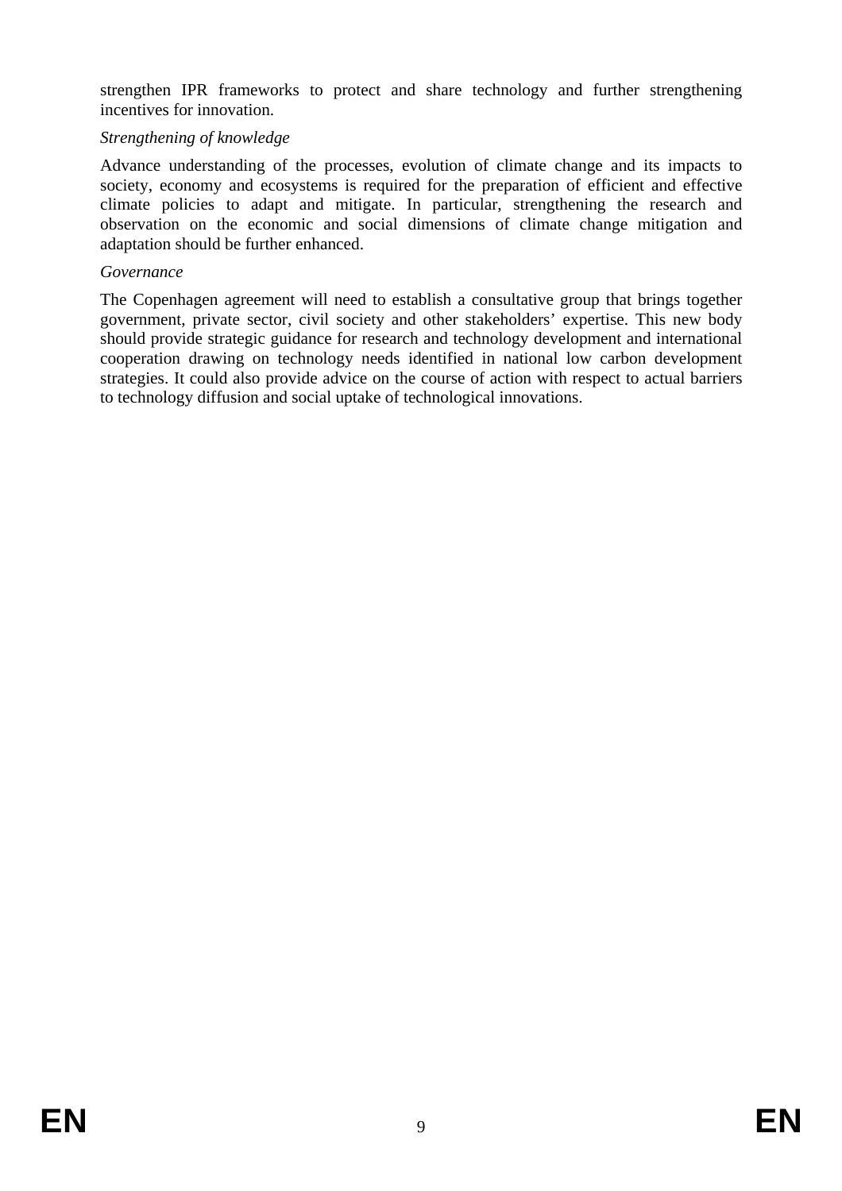strengthen IPR frameworks to protect and share technology and further strengthening incentives for innovation.

*Strengthening of knowledge*

Advance understanding of the processes, evolution of climate change and its impacts to society, economy and ecosystems is required for the preparation of efficient and effective climate policies to adapt and mitigate. In particular, strengthening the research and observation on the economic and social dimensions of climate change mitigation and adaptation should be further enhanced.

*Governance*

The Copenhagen agreement will need to establish a consultative group that brings together government, private sector, civil society and other stakeholders' expertise. This new body should provide strategic guidance for research and technology development and international cooperation drawing on technology needs identified in national low carbon development strategies. It could also provide advice on the course of action with respect to actual barriers to technology diffusion and social uptake of technological innovations.